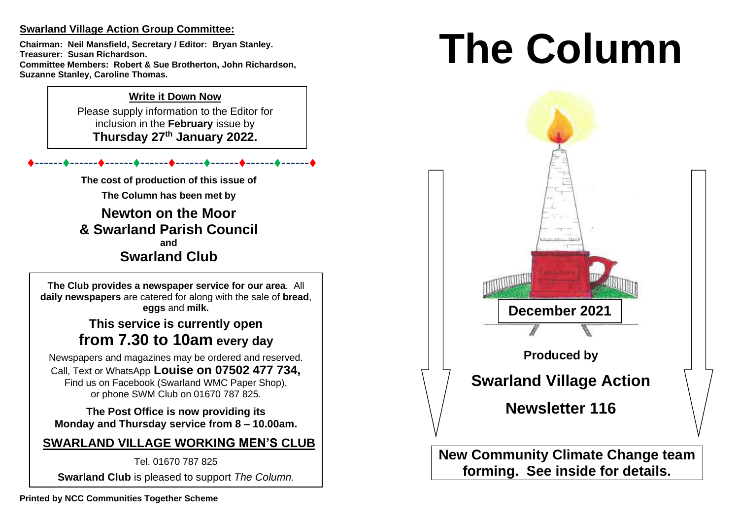**Swarland Village Action Group Committee:**

**Chairman: Neil Mansfield, Secretary / Editor: Bryan Stanley.**
**Treasurer: Susan Richardson.**
**Committee Members: Robert & Sue Brotherton, John Richardson, Suzanne Stanley, Caroline Thomas.**

**Write it Down Now**

Please supply information to the Editor for inclusion in the **February** issue by **Thursday 27th January 2022.**

♦------♦------♦------♦------♦------♦------♦------♦------♦

**The cost of production of this issue of The Column has been met by**

**Newton on the Moor & Swarland Parish Council**
**and**
**Swarland Club**

**The Club provides a newspaper service for our area**. All **daily newspapers** are catered for along with the sale of **bread**, **eggs** and **milk.**

**This service is currently open from 7.30 to 10am every day**

Newspapers and magazines may be ordered and reserved. Call, Text or WhatsApp **Louise on 07502 477 734,** Find us on Facebook (Swarland WMC Paper Shop), or phone SWM Club on 01670 787 825.

**The Post Office is now providing its Monday and Thursday service from 8 – 10.00am.**

**SWARLAND VILLAGE WORKING MEN'S CLUB**

Tel. 01670 787 825

**Swarland Club** is pleased to support *The Column.*

**Printed by NCC Communities Together Scheme**

# The Column

**December 2021**

**Produced by**

**Swarland Village Action**

**Newsletter 116**

**New Community Climate Change team forming. See inside for details.**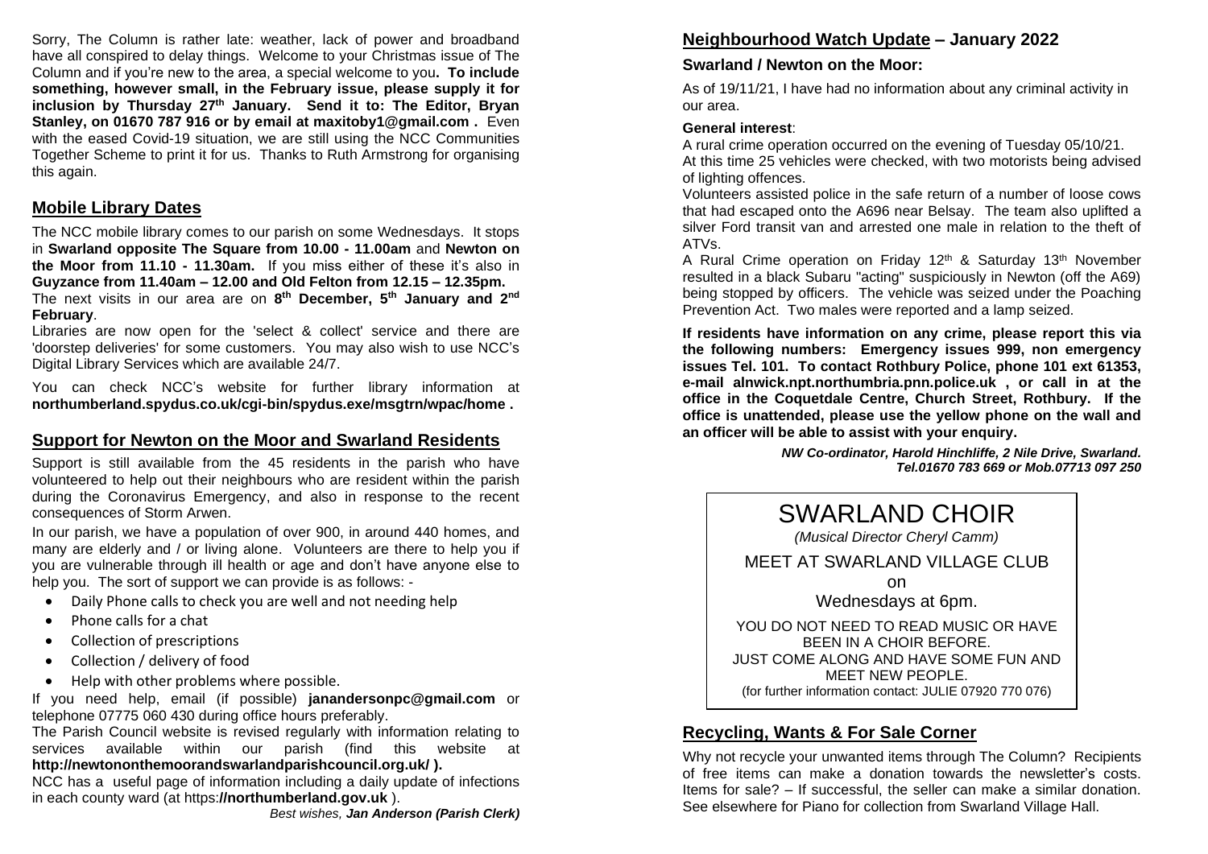Sorry, The Column is rather late: weather, lack of power and broadband have all conspired to delay things. Welcome to your Christmas issue of The Column and if you're new to the area, a special welcome to you**. To include something, however small, in the February issue, please supply it for inclusion by Thursday 27th January. Send it to: The Editor, Bryan Stanley, on 01670 787 916 or by email at maxitoby1@gmail.com .** Even with the eased Covid-19 situation, we are still using the NCC Communities Together Scheme to print it for us. Thanks to Ruth Armstrong for organising this again.

## Mobile Library Dates

The NCC mobile library comes to our parish on some Wednesdays. It stops in **Swarland opposite The Square from 10.00 - 11.00am** and **Newton on the Moor from 11.10 - 11.30am.** If you miss either of these it's also in **Guyzance from 11.40am – 12.00 and Old Felton from 12.15 – 12.35pm.** The next visits in our area are on **8th December, 5th January and 2nd February**.

Libraries are now open for the 'select & collect' service and there are 'doorstep deliveries' for some customers. You may also wish to use NCC's Digital Library Services which are available 24/7.

You can check NCC's website for further library information at **northumberland.spydus.co.uk/cgi-bin/spydus.exe/msgtrn/wpac/home .**

## Support for Newton on the Moor and Swarland Residents

Support is still available from the 45 residents in the parish who have volunteered to help out their neighbours who are resident within the parish during the Coronavirus Emergency, and also in response to the recent consequences of Storm Arwen.

In our parish, we have a population of over 900, in around 440 homes, and many are elderly and / or living alone. Volunteers are there to help you if you are vulnerable through ill health or age and don't have anyone else to help you. The sort of support we can provide is as follows: -

- Daily Phone calls to check you are well and not needing help
- Phone calls for a chat
- Collection of prescriptions
- Collection / delivery of food
- Help with other problems where possible.

If you need help, email (if possible) **janandersonpc@gmail.com** or telephone 07775 060 430 during office hours preferably.

The Parish Council website is revised regularly with information relating to services available within our parish (find this website at **http://newtononthemoorandswarlandparishcouncil.org.uk/ ).**

NCC has a useful page of information including a daily update of infections in each county ward (at https:**//northumberland.gov.uk** ).

*Best wishes,* ***Jan Anderson (Parish Clerk)***

## Neighbourhood Watch Update – January 2022

### Swarland / Newton on the Moor:

As of 19/11/21, I have had no information about any criminal activity in our area.

**General interest**:

A rural crime operation occurred on the evening of Tuesday 05/10/21.
At this time 25 vehicles were checked, with two motorists being advised of lighting offences.

Volunteers assisted police in the safe return of a number of loose cows that had escaped onto the A696 near Belsay. The team also uplifted a silver Ford transit van and arrested one male in relation to the theft of ATVs.

A Rural Crime operation on Friday 12th & Saturday 13th November resulted in a black Subaru "acting" suspiciously in Newton (off the A69) being stopped by officers. The vehicle was seized under the Poaching Prevention Act. Two males were reported and a lamp seized.

**If residents have information on any crime, please report this via the following numbers: Emergency issues 999, non emergency issues Tel. 101. To contact Rothbury Police, phone 101 ext 61353, e-mail alnwick.npt.northumbria.pnn.police.uk , or call in at the office in the Coquetdale Centre, Church Street, Rothbury. If the office is unattended, please use the yellow phone on the wall and an officer will be able to assist with your enquiry.**

***NW Co-ordinator, Harold Hinchliffe, 2 Nile Drive, Swarland. Tel.01670 783 669 or Mob.07713 097 250***

# SWARLAND CHOIR

*(Musical Director Cheryl Camm)*

MEET AT SWARLAND VILLAGE CLUB

on

Wednesdays at 6pm.

YOU DO NOT NEED TO READ MUSIC OR HAVE BEEN IN A CHOIR BEFORE.
JUST COME ALONG AND HAVE SOME FUN AND MEET NEW PEOPLE.
(for further information contact: JULIE 07920 770 076)

## Recycling, Wants & For Sale Corner

Why not recycle your unwanted items through The Column? Recipients of free items can make a donation towards the newsletter's costs. Items for sale? – If successful, the seller can make a similar donation. See elsewhere for Piano for collection from Swarland Village Hall.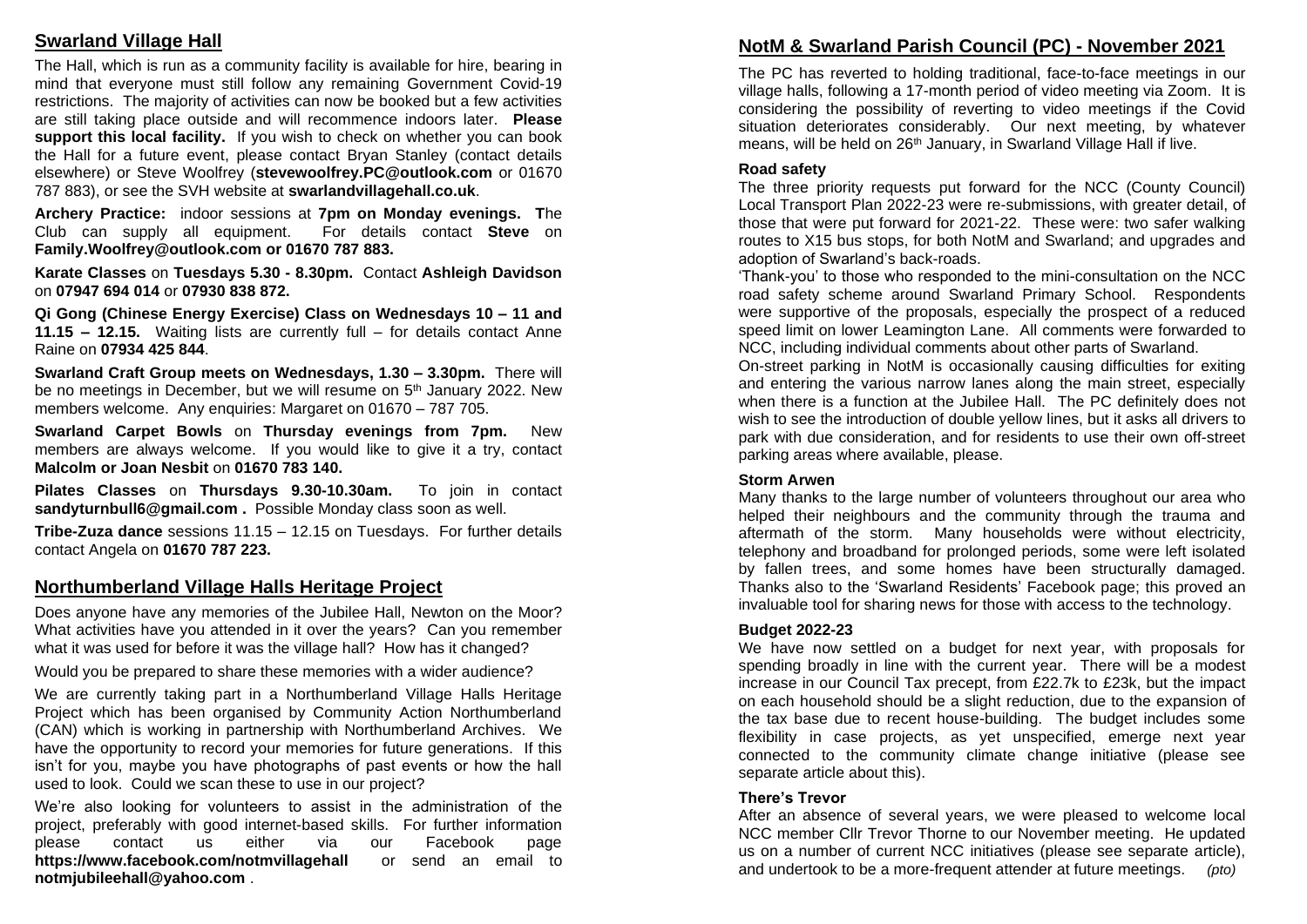## Swarland Village Hall

The Hall, which is run as a community facility is available for hire, bearing in mind that everyone must still follow any remaining Government Covid-19 restrictions. The majority of activities can now be booked but a few activities are still taking place outside and will recommence indoors later. **Please support this local facility.** If you wish to check on whether you can book the Hall for a future event, please contact Bryan Stanley (contact details elsewhere) or Steve Woolfrey (**stevewoolfrey.PC@outlook.com** or 01670 787 883), or see the SVH website at **swarlandvillagehall.co.uk**.

**Archery Practice:** indoor sessions at **7pm on Monday evenings. T**he Club can supply all equipment. For details contact **Steve** on **Family.Woolfrey@outlook.com or 01670 787 883.**

**Karate Classes** on **Tuesdays 5.30 - 8.30pm.** Contact **Ashleigh Davidson** on **07947 694 014** or **07930 838 872.**

**Qi Gong (Chinese Energy Exercise) Class on Wednesdays 10 – 11 and 11.15 – 12.15.** Waiting lists are currently full – for details contact Anne Raine on **07934 425 844**.

**Swarland Craft Group meets on Wednesdays, 1.30 – 3.30pm.** There will be no meetings in December, but we will resume on 5th January 2022. New members welcome. Any enquiries: Margaret on 01670 – 787 705.

**Swarland Carpet Bowls** on **Thursday evenings from 7pm.** New members are always welcome. If you would like to give it a try, contact **Malcolm or Joan Nesbit** on **01670 783 140.**

**Pilates Classes** on **Thursdays 9.30-10.30am.** To join in contact **sandyturnbull6@gmail.com .** Possible Monday class soon as well.

**Tribe-Zuza dance** sessions 11.15 – 12.15 on Tuesdays. For further details contact Angela on **01670 787 223.**

## Northumberland Village Halls Heritage Project

Does anyone have any memories of the Jubilee Hall, Newton on the Moor? What activities have you attended in it over the years? Can you remember what it was used for before it was the village hall? How has it changed?

Would you be prepared to share these memories with a wider audience?

We are currently taking part in a Northumberland Village Halls Heritage Project which has been organised by Community Action Northumberland (CAN) which is working in partnership with Northumberland Archives. We have the opportunity to record your memories for future generations. If this isn't for you, maybe you have photographs of past events or how the hall used to look. Could we scan these to use in our project?

We're also looking for volunteers to assist in the administration of the project, preferably with good internet-based skills. For further information please contact us either via our Facebook page **https://www.facebook.com/notmvillagehall** or send an email to **notmjubileehall@yahoo.com** .

## NotM & Swarland Parish Council (PC) - November 2021

The PC has reverted to holding traditional, face-to-face meetings in our village halls, following a 17-month period of video meeting via Zoom. It is considering the possibility of reverting to video meetings if the Covid situation deteriorates considerably. Our next meeting, by whatever means, will be held on 26th January, in Swarland Village Hall if live.

### Road safety

The three priority requests put forward for the NCC (County Council) Local Transport Plan 2022-23 were re-submissions, with greater detail, of those that were put forward for 2021-22. These were: two safer walking routes to X15 bus stops, for both NotM and Swarland; and upgrades and adoption of Swarland's back-roads.

'Thank-you' to those who responded to the mini-consultation on the NCC road safety scheme around Swarland Primary School. Respondents were supportive of the proposals, especially the prospect of a reduced speed limit on lower Leamington Lane. All comments were forwarded to NCC, including individual comments about other parts of Swarland.

On-street parking in NotM is occasionally causing difficulties for exiting and entering the various narrow lanes along the main street, especially when there is a function at the Jubilee Hall. The PC definitely does not wish to see the introduction of double yellow lines, but it asks all drivers to park with due consideration, and for residents to use their own off-street parking areas where available, please.

### Storm Arwen

Many thanks to the large number of volunteers throughout our area who helped their neighbours and the community through the trauma and aftermath of the storm. Many households were without electricity, telephony and broadband for prolonged periods, some were left isolated by fallen trees, and some homes have been structurally damaged. Thanks also to the 'Swarland Residents' Facebook page; this proved an invaluable tool for sharing news for those with access to the technology.

### Budget 2022-23

We have now settled on a budget for next year, with proposals for spending broadly in line with the current year. There will be a modest increase in our Council Tax precept, from £22.7k to £23k, but the impact on each household should be a slight reduction, due to the expansion of the tax base due to recent house-building. The budget includes some flexibility in case projects, as yet unspecified, emerge next year connected to the community climate change initiative (please see separate article about this).

### There's Trevor

After an absence of several years, we were pleased to welcome local NCC member Cllr Trevor Thorne to our November meeting. He updated us on a number of current NCC initiatives (please see separate article), and undertook to be a more-frequent attender at future meetings. *(pto)*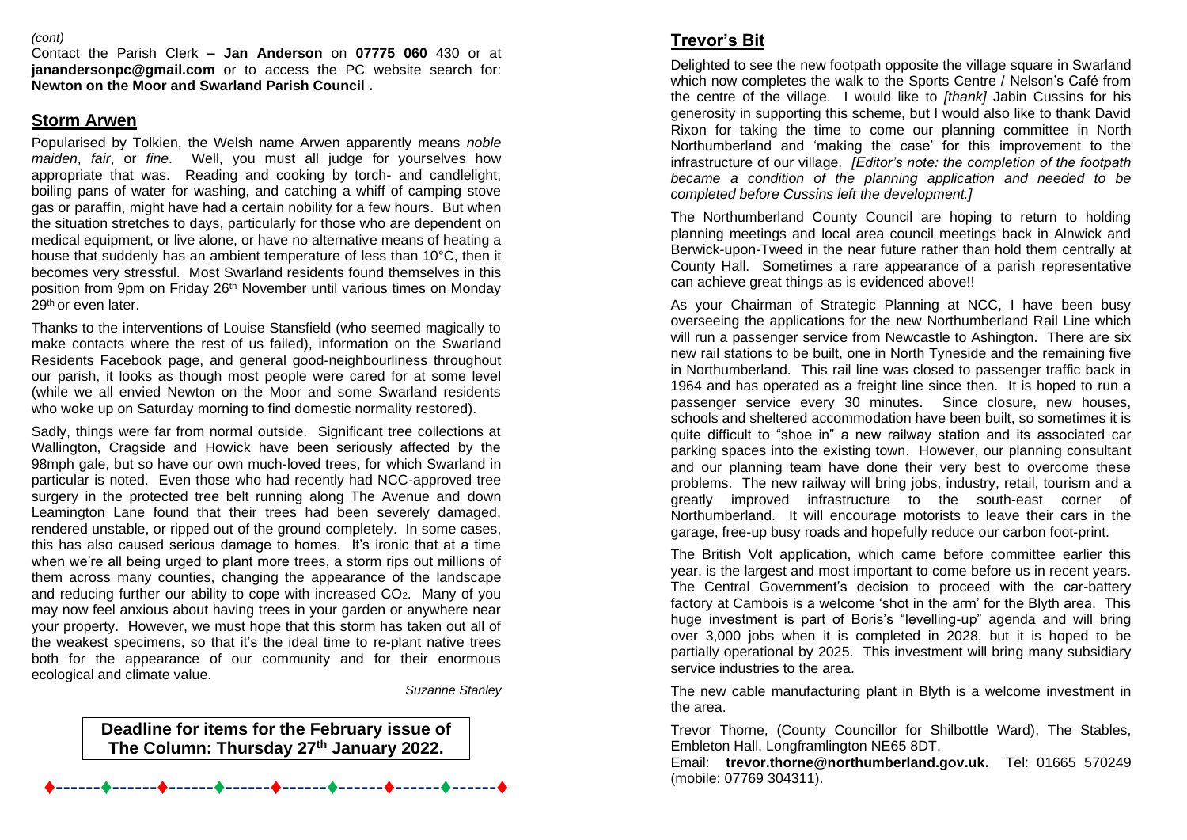*(cont)*

Contact the Parish Clerk **– Jan Anderson** on **07775 060** 430 or at **janandersonpc@gmail.com** or to access the PC website search for: **Newton on the Moor and Swarland Parish Council .**

## Storm Arwen

Popularised by Tolkien, the Welsh name Arwen apparently means *noble maiden*, *fair*, or *fine*. Well, you must all judge for yourselves how appropriate that was. Reading and cooking by torch- and candlelight, boiling pans of water for washing, and catching a whiff of camping stove gas or paraffin, might have had a certain nobility for a few hours. But when the situation stretches to days, particularly for those who are dependent on medical equipment, or live alone, or have no alternative means of heating a house that suddenly has an ambient temperature of less than 10°C, then it becomes very stressful. Most Swarland residents found themselves in this position from 9pm on Friday 26th November until various times on Monday 29th or even later.

Thanks to the interventions of Louise Stansfield (who seemed magically to make contacts where the rest of us failed), information on the Swarland Residents Facebook page, and general good-neighbourliness throughout our parish, it looks as though most people were cared for at some level (while we all envied Newton on the Moor and some Swarland residents who woke up on Saturday morning to find domestic normality restored).

Sadly, things were far from normal outside. Significant tree collections at Wallington, Cragside and Howick have been seriously affected by the 98mph gale, but so have our own much-loved trees, for which Swarland in particular is noted. Even those who had recently had NCC-approved tree surgery in the protected tree belt running along The Avenue and down Leamington Lane found that their trees had been severely damaged, rendered unstable, or ripped out of the ground completely. In some cases, this has also caused serious damage to homes. It's ironic that at a time when we're all being urged to plant more trees, a storm rips out millions of them across many counties, changing the appearance of the landscape and reducing further our ability to cope with increased $CO_2$. Many of you may now feel anxious about having trees in your garden or anywhere near your property. However, we must hope that this storm has taken out all of the weakest specimens, so that it's the ideal time to re-plant native trees both for the appearance of our community and for their enormous ecological and climate value.

*Suzanne Stanley*

**Deadline for items for the February issue of The Column: Thursday 27th January 2022.**

## Trevor's Bit

Delighted to see the new footpath opposite the village square in Swarland which now completes the walk to the Sports Centre / Nelson's Café from the centre of the village. I would like to *[thank]* Jabin Cussins for his generosity in supporting this scheme, but I would also like to thank David Rixon for taking the time to come our planning committee in North Northumberland and 'making the case' for this improvement to the infrastructure of our village. *[Editor's note: the completion of the footpath became a condition of the planning application and needed to be completed before Cussins left the development.]*

The Northumberland County Council are hoping to return to holding planning meetings and local area council meetings back in Alnwick and Berwick-upon-Tweed in the near future rather than hold them centrally at County Hall. Sometimes a rare appearance of a parish representative can achieve great things as is evidenced above!!

As your Chairman of Strategic Planning at NCC, I have been busy overseeing the applications for the new Northumberland Rail Line which will run a passenger service from Newcastle to Ashington. There are six new rail stations to be built, one in North Tyneside and the remaining five in Northumberland. This rail line was closed to passenger traffic back in 1964 and has operated as a freight line since then. It is hoped to run a passenger service every 30 minutes. Since closure, new houses, schools and sheltered accommodation have been built, so sometimes it is quite difficult to "shoe in" a new railway station and its associated car parking spaces into the existing town. However, our planning consultant and our planning team have done their very best to overcome these problems. The new railway will bring jobs, industry, retail, tourism and a greatly improved infrastructure to the south-east corner of Northumberland. It will encourage motorists to leave their cars in the garage, free-up busy roads and hopefully reduce our carbon foot-print.

The British Volt application, which came before committee earlier this year, is the largest and most important to come before us in recent years. The Central Government's decision to proceed with the car-battery factory at Cambois is a welcome 'shot in the arm' for the Blyth area. This huge investment is part of Boris's "levelling-up" agenda and will bring over 3,000 jobs when it is completed in 2028, but it is hoped to be partially operational by 2025. This investment will bring many subsidiary service industries to the area.

The new cable manufacturing plant in Blyth is a welcome investment in the area.

Trevor Thorne, (County Councillor for Shilbottle Ward), The Stables, Embleton Hall, Longframlington NE65 8DT.
Email: **trevor.thorne@northumberland.gov.uk.** Tel: 01665 570249 (mobile: 07769 304311).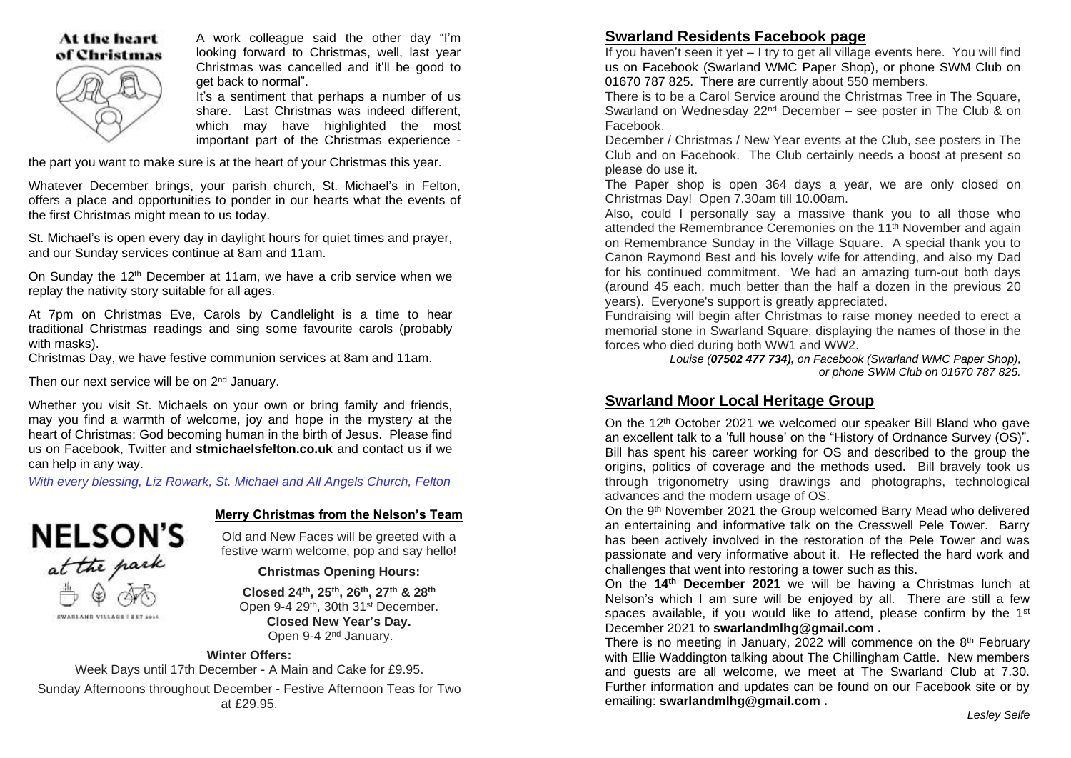## At the heart of Christmas

A work colleague said the other day "I'm looking forward to Christmas, well, last year Christmas was cancelled and it'll be good to get back to normal".

It's a sentiment that perhaps a number of us share. Last Christmas was indeed different, which may have highlighted the most important part of the Christmas experience - the part you want to make sure is at the heart of your Christmas this year.

Whatever December brings, your parish church, St. Michael's in Felton, offers a place and opportunities to ponder in our hearts what the events of the first Christmas might mean to us today.

St. Michael's is open every day in daylight hours for quiet times and prayer, and our Sunday services continue at 8am and 11am.

On Sunday the 12th December at 11am, we have a crib service when we replay the nativity story suitable for all ages.

At 7pm on Christmas Eve, Carols by Candlelight is a time to hear traditional Christmas readings and sing some favourite carols (probably with masks).

Christmas Day, we have festive communion services at 8am and 11am.

Then our next service will be on 2nd January.

Whether you visit St. Michaels on your own or bring family and friends, may you find a warmth of welcome, joy and hope in the mystery at the heart of Christmas; God becoming human in the birth of Jesus. Please find us on Facebook, Twitter and **stmichaelsfelton.co.uk** and contact us if we can help in any way.

*With every blessing, Liz Rowark, St. Michael and All Angels Church, Felton*

NELSON'S at the park

SWARLAND VILLAGE | EST 2016

### Merry Christmas from the Nelson's Team

Old and New Faces will be greeted with a festive warm welcome, pop and say hello!

**Christmas Opening Hours:**

**Closed 24th, 25th, 26th, 27th & 28th**
Open 9-4 29th, 30th 31st December.
**Closed New Year's Day.**
Open 9-4 2nd January.

**Winter Offers:**

Week Days until 17th December - A Main and Cake for £9.95.

Sunday Afternoons throughout December - Festive Afternoon Teas for Two at £29.95.

## Swarland Residents Facebook page

If you haven't seen it yet – I try to get all village events here. You will find us on Facebook (Swarland WMC Paper Shop), or phone SWM Club on 01670 787 825. There are currently about 550 members.

There is to be a Carol Service around the Christmas Tree in The Square, Swarland on Wednesday 22nd December – see poster in The Club & on Facebook.

December / Christmas / New Year events at the Club, see posters in The Club and on Facebook. The Club certainly needs a boost at present so please do use it.

The Paper shop is open 364 days a year, we are only closed on Christmas Day! Open 7.30am till 10.00am.

Also, could I personally say a massive thank you to all those who attended the Remembrance Ceremonies on the 11th November and again on Remembrance Sunday in the Village Square. A special thank you to Canon Raymond Best and his lovely wife for attending, and also my Dad for his continued commitment. We had an amazing turn-out both days (around 45 each, much better than the half a dozen in the previous 20 years). Everyone's support is greatly appreciated.

Fundraising will begin after Christmas to raise money needed to erect a memorial stone in Swarland Square, displaying the names of those in the forces who died during both WW1 and WW2.

*Louise (**07502 477 734**), on Facebook (Swarland WMC Paper Shop), or phone SWM Club on 01670 787 825.*

## Swarland Moor Local Heritage Group

On the 12th October 2021 we welcomed our speaker Bill Bland who gave an excellent talk to a 'full house' on the "History of Ordnance Survey (OS)". Bill has spent his career working for OS and described to the group the origins, politics of coverage and the methods used. Bill bravely took us through trigonometry using drawings and photographs, technological advances and the modern usage of OS.

On the 9th November 2021 the Group welcomed Barry Mead who delivered an entertaining and informative talk on the Cresswell Pele Tower. Barry has been actively involved in the restoration of the Pele Tower and was passionate and very informative about it. He reflected the hard work and challenges that went into restoring a tower such as this.

On the **14th December 2021** we will be having a Christmas lunch at Nelson's which I am sure will be enjoyed by all. There are still a few spaces available, if you would like to attend, please confirm by the 1st December 2021 to **swarlandmlhg@gmail.com .**

There is no meeting in January, 2022 will commence on the 8th February with Ellie Waddington talking about The Chillingham Cattle. New members and guests are all welcome, we meet at The Swarland Club at 7.30. Further information and updates can be found on our Facebook site or by emailing: **swarlandmlhg@gmail.com .**

*Lesley Selfe*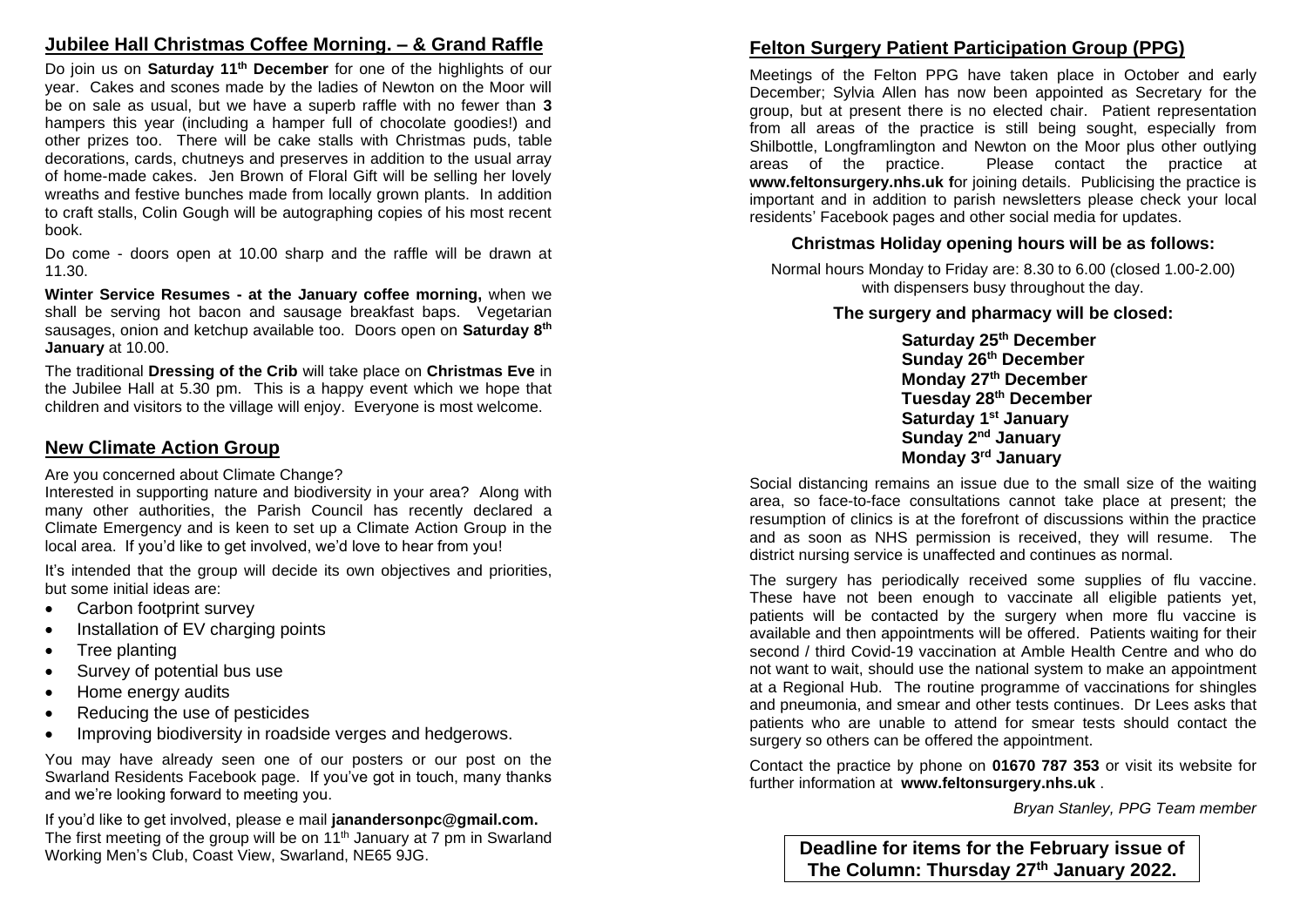## Jubilee Hall Christmas Coffee Morning. – & Grand Raffle

Do join us on **Saturday 11th December** for one of the highlights of our year. Cakes and scones made by the ladies of Newton on the Moor will be on sale as usual, but we have a superb raffle with no fewer than **3** hampers this year (including a hamper full of chocolate goodies!) and other prizes too. There will be cake stalls with Christmas puds, table decorations, cards, chutneys and preserves in addition to the usual array of home-made cakes. Jen Brown of Floral Gift will be selling her lovely wreaths and festive bunches made from locally grown plants. In addition to craft stalls, Colin Gough will be autographing copies of his most recent book.

Do come - doors open at 10.00 sharp and the raffle will be drawn at 11.30.

**Winter Service Resumes - at the January coffee morning,** when we shall be serving hot bacon and sausage breakfast baps. Vegetarian sausages, onion and ketchup available too. Doors open on **Saturday 8th January** at 10.00.

The traditional **Dressing of the Crib** will take place on **Christmas Eve** in the Jubilee Hall at 5.30 pm. This is a happy event which we hope that children and visitors to the village will enjoy. Everyone is most welcome.

## New Climate Action Group

Are you concerned about Climate Change?
Interested in supporting nature and biodiversity in your area? Along with many other authorities, the Parish Council has recently declared a Climate Emergency and is keen to set up a Climate Action Group in the local area. If you'd like to get involved, we'd love to hear from you!

It's intended that the group will decide its own objectives and priorities, but some initial ideas are:

- Carbon footprint survey
- Installation of EV charging points
- Tree planting
- Survey of potential bus use
- Home energy audits
- Reducing the use of pesticides
- Improving biodiversity in roadside verges and hedgerows.

You may have already seen one of our posters or our post on the Swarland Residents Facebook page. If you've got in touch, many thanks and we're looking forward to meeting you.

If you'd like to get involved, please e mail **janandersonpc@gmail.com.**
The first meeting of the group will be on 11th January at 7 pm in Swarland Working Men's Club, Coast View, Swarland, NE65 9JG.

## Felton Surgery Patient Participation Group (PPG)

Meetings of the Felton PPG have taken place in October and early December; Sylvia Allen has now been appointed as Secretary for the group, but at present there is no elected chair. Patient representation from all areas of the practice is still being sought, especially from Shilbottle, Longframlington and Newton on the Moor plus other outlying areas of the practice. Please contact the practice at **www.feltonsurgery.nhs.uk f**or joining details. Publicising the practice is important and in addition to parish newsletters please check your local residents' Facebook pages and other social media for updates.

### Christmas Holiday opening hours will be as follows:

Normal hours Monday to Friday are: 8.30 to 6.00 (closed 1.00-2.00) with dispensers busy throughout the day.

**The surgery and pharmacy will be closed:**

**Saturday 25th December**
**Sunday 26th December**
**Monday 27th December**
**Tuesday 28th December**
**Saturday 1st January**
**Sunday 2nd January**
**Monday 3rd January**

Social distancing remains an issue due to the small size of the waiting area, so face-to-face consultations cannot take place at present; the resumption of clinics is at the forefront of discussions within the practice and as soon as NHS permission is received, they will resume. The district nursing service is unaffected and continues as normal.

The surgery has periodically received some supplies of flu vaccine. These have not been enough to vaccinate all eligible patients yet, patients will be contacted by the surgery when more flu vaccine is available and then appointments will be offered. Patients waiting for their second / third Covid-19 vaccination at Amble Health Centre and who do not want to wait, should use the national system to make an appointment at a Regional Hub. The routine programme of vaccinations for shingles and pneumonia, and smear and other tests continues. Dr Lees asks that patients who are unable to attend for smear tests should contact the surgery so others can be offered the appointment.

Contact the practice by phone on **01670 787 353** or visit its website for further information at **www.feltonsurgery.nhs.uk** .

*Bryan Stanley, PPG Team member*

**Deadline for items for the February issue of The Column: Thursday 27th January 2022.**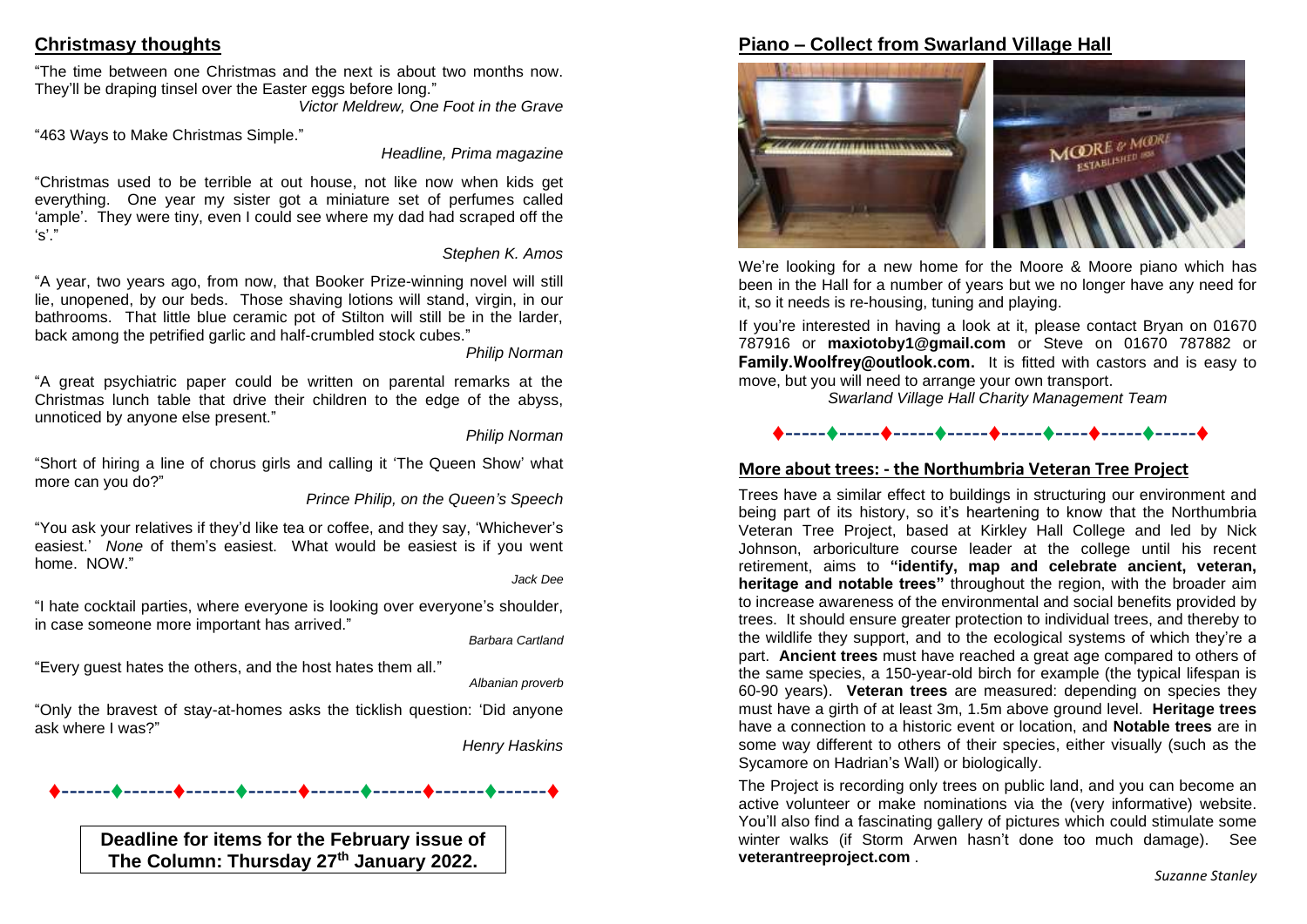## Christmasy thoughts

"The time between one Christmas and the next is about two months now. They'll be draping tinsel over the Easter eggs before long."

*Victor Meldrew, One Foot in the Grave*

"463 Ways to Make Christmas Simple."

*Headline, Prima magazine*

"Christmas used to be terrible at out house, not like now when kids get everything. One year my sister got a miniature set of perfumes called 'ample'. They were tiny, even I could see where my dad had scraped off the 's'."

*Stephen K. Amos*

"A year, two years ago, from now, that Booker Prize-winning novel will still lie, unopened, by our beds. Those shaving lotions will stand, virgin, in our bathrooms. That little blue ceramic pot of Stilton will still be in the larder, back among the petrified garlic and half-crumbled stock cubes."

*Philip Norman*

"A great psychiatric paper could be written on parental remarks at the Christmas lunch table that drive their children to the edge of the abyss, unnoticed by anyone else present."

*Philip Norman*

"Short of hiring a line of chorus girls and calling it 'The Queen Show' what more can you do?"

*Prince Philip, on the Queen's Speech*

"You ask your relatives if they'd like tea or coffee, and they say, 'Whichever's easiest.' *None* of them's easiest. What would be easiest is if you went home. NOW."

*Jack Dee*

"I hate cocktail parties, where everyone is looking over everyone's shoulder, in case someone more important has arrived."

*Barbara Cartland*

"Every guest hates the others, and the host hates them all."

*Albanian proverb*

"Only the bravest of stay-at-homes asks the ticklish question: 'Did anyone ask where I was?"

*Henry Haskins*

**Deadline for items for the February issue of The Column: Thursday 27th January 2022.**

## Piano – Collect from Swarland Village Hall

We're looking for a new home for the Moore & Moore piano which has been in the Hall for a number of years but we no longer have any need for it, so it needs is re-housing, tuning and playing.

If you're interested in having a look at it, please contact Bryan on 01670 787916 or **maxiotoby1@gmail.com** or Steve on 01670 787882 or **Family.Woolfrey@outlook.com.** It is fitted with castors and is easy to move, but you will need to arrange your own transport.

*Swarland Village Hall Charity Management Team*

## More about trees: - the Northumbria Veteran Tree Project

Trees have a similar effect to buildings in structuring our environment and being part of its history, so it's heartening to know that the Northumbria Veteran Tree Project, based at Kirkley Hall College and led by Nick Johnson, arboriculture course leader at the college until his recent retirement, aims to **"identify, map and celebrate ancient, veteran, heritage and notable trees"** throughout the region, with the broader aim to increase awareness of the environmental and social benefits provided by trees. It should ensure greater protection to individual trees, and thereby to the wildlife they support, and to the ecological systems of which they're a part. **Ancient trees** must have reached a great age compared to others of the same species, a 150-year-old birch for example (the typical lifespan is 60-90 years). **Veteran trees** are measured: depending on species they must have a girth of at least 3m, 1.5m above ground level. **Heritage trees** have a connection to a historic event or location, and **Notable trees** are in some way different to others of their species, either visually (such as the Sycamore on Hadrian's Wall) or biologically.

The Project is recording only trees on public land, and you can become an active volunteer or make nominations via the (very informative) website. You'll also find a fascinating gallery of pictures which could stimulate some winter walks (if Storm Arwen hasn't done too much damage). See **veterantreeproject.com** .

*Suzanne Stanley*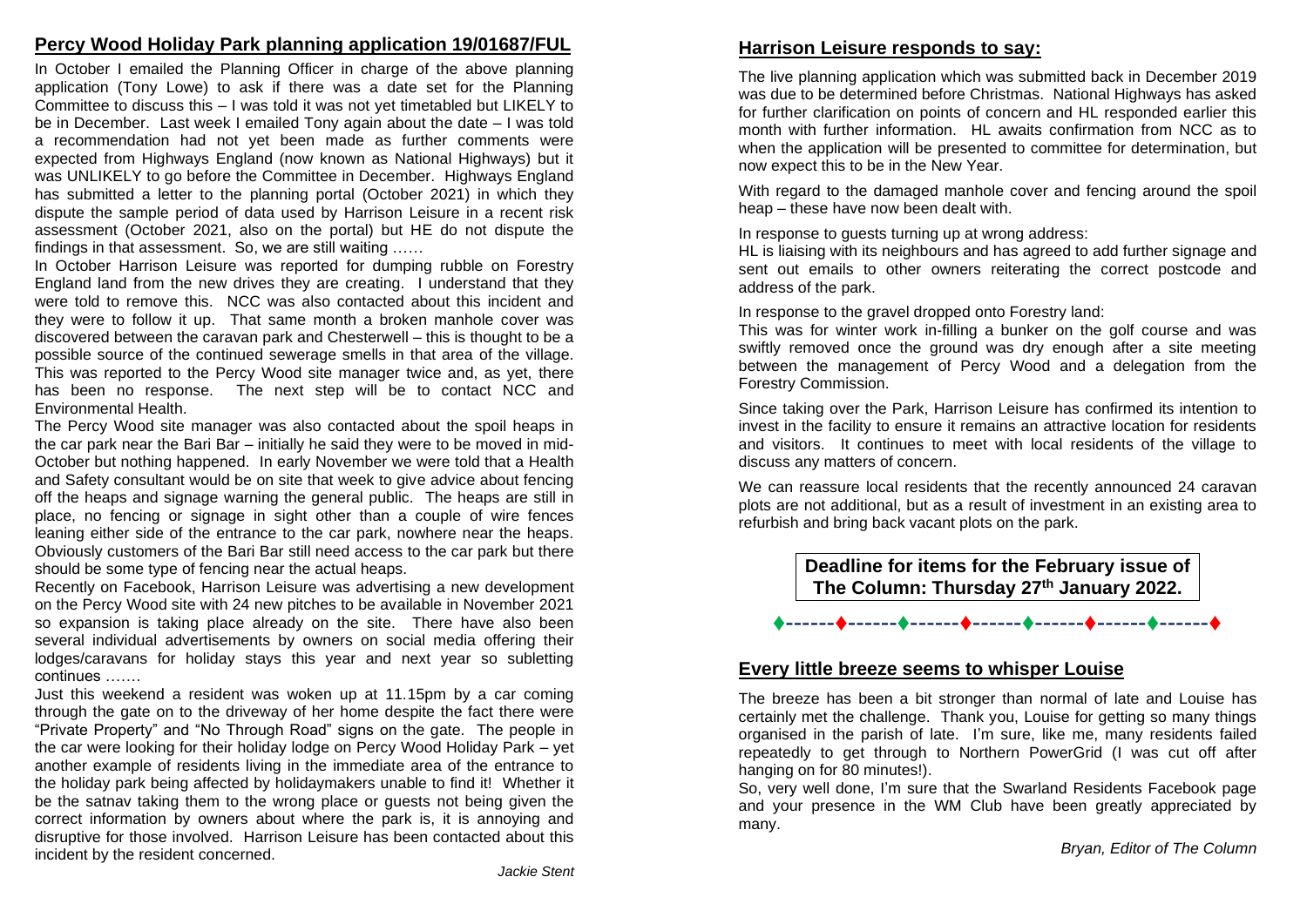## Percy Wood Holiday Park planning application 19/01687/FUL

In October I emailed the Planning Officer in charge of the above planning application (Tony Lowe) to ask if there was a date set for the Planning Committee to discuss this – I was told it was not yet timetabled but LIKELY to be in December. Last week I emailed Tony again about the date – I was told a recommendation had not yet been made as further comments were expected from Highways England (now known as National Highways) but it was UNLIKELY to go before the Committee in December. Highways England has submitted a letter to the planning portal (October 2021) in which they dispute the sample period of data used by Harrison Leisure in a recent risk assessment (October 2021, also on the portal) but HE do not dispute the findings in that assessment. So, we are still waiting ……

In October Harrison Leisure was reported for dumping rubble on Forestry England land from the new drives they are creating. I understand that they were told to remove this. NCC was also contacted about this incident and they were to follow it up. That same month a broken manhole cover was discovered between the caravan park and Chesterwell – this is thought to be a possible source of the continued sewerage smells in that area of the village. This was reported to the Percy Wood site manager twice and, as yet, there has been no response. The next step will be to contact NCC and Environmental Health.

The Percy Wood site manager was also contacted about the spoil heaps in the car park near the Bari Bar – initially he said they were to be moved in mid-October but nothing happened. In early November we were told that a Health and Safety consultant would be on site that week to give advice about fencing off the heaps and signage warning the general public. The heaps are still in place, no fencing or signage in sight other than a couple of wire fences leaning either side of the entrance to the car park, nowhere near the heaps. Obviously customers of the Bari Bar still need access to the car park but there should be some type of fencing near the actual heaps.

Recently on Facebook, Harrison Leisure was advertising a new development on the Percy Wood site with 24 new pitches to be available in November 2021 so expansion is taking place already on the site. There have also been several individual advertisements by owners on social media offering their lodges/caravans for holiday stays this year and next year so subletting continues …….

Just this weekend a resident was woken up at 11.15pm by a car coming through the gate on to the driveway of her home despite the fact there were "Private Property" and "No Through Road" signs on the gate. The people in the car were looking for their holiday lodge on Percy Wood Holiday Park – yet another example of residents living in the immediate area of the entrance to the holiday park being affected by holidaymakers unable to find it! Whether it be the satnav taking them to the wrong place or guests not being given the correct information by owners about where the park is, it is annoying and disruptive for those involved. Harrison Leisure has been contacted about this incident by the resident concerned.

*Jackie Stent*

## Harrison Leisure responds to say:

The live planning application which was submitted back in December 2019 was due to be determined before Christmas. National Highways has asked for further clarification on points of concern and HL responded earlier this month with further information. HL awaits confirmation from NCC as to when the application will be presented to committee for determination, but now expect this to be in the New Year.

With regard to the damaged manhole cover and fencing around the spoil heap – these have now been dealt with.

In response to guests turning up at wrong address:
HL is liaising with its neighbours and has agreed to add further signage and sent out emails to other owners reiterating the correct postcode and address of the park.

In response to the gravel dropped onto Forestry land:
This was for winter work in-filling a bunker on the golf course and was swiftly removed once the ground was dry enough after a site meeting between the management of Percy Wood and a delegation from the Forestry Commission.

Since taking over the Park, Harrison Leisure has confirmed its intention to invest in the facility to ensure it remains an attractive location for residents and visitors. It continues to meet with local residents of the village to discuss any matters of concern.

We can reassure local residents that the recently announced 24 caravan plots are not additional, but as a result of investment in an existing area to refurbish and bring back vacant plots on the park.

**Deadline for items for the February issue of The Column: Thursday 27th January 2022.**

## Every little breeze seems to whisper Louise

The breeze has been a bit stronger than normal of late and Louise has certainly met the challenge. Thank you, Louise for getting so many things organised in the parish of late. I'm sure, like me, many residents failed repeatedly to get through to Northern PowerGrid (I was cut off after hanging on for 80 minutes!).

So, very well done, I'm sure that the Swarland Residents Facebook page and your presence in the WM Club have been greatly appreciated by many.

*Bryan, Editor of The Column*